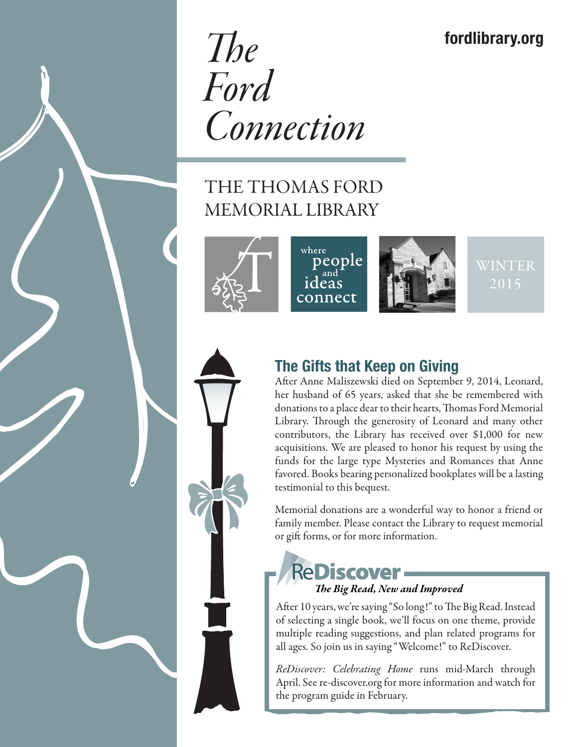fordlibrary.org

# *The Ford Connection*

THE THOMAS FORD MEMORIAL LIBRARY

where people and ideas connect

WINTER 2015

## The Gifts that Keep on Giving

After Anne Maliszewski died on September 9, 2014, Leonard, her husband of 65 years, asked that she be remembered with donations to a place dear to their hearts, Thomas Ford Memorial Library. Through the generosity of Leonard and many other contributors, the Library has received over $1,000 for new acquisitions. We are pleased to honor his request by using the funds for the large type Mysteries and Romances that Anne favored. Books bearing personalized bookplates will be a lasting testimonial to this bequest.

Memorial donations are a wonderful way to honor a friend or family member. Please contact the Library to request memorial or gift forms, or for more information.

## ReDiscover

***The Big Read, New and Improved***

After 10 years, we're saying "So long!" to The Big Read. Instead of selecting a single book, we'll focus on one theme, provide multiple reading suggestions, and plan related programs for all ages. So join us in saying "Welcome!" to ReDiscover.

*ReDiscover: Celebrating Home* runs mid-March through April. See re-discover.org for more information and watch for the program guide in February.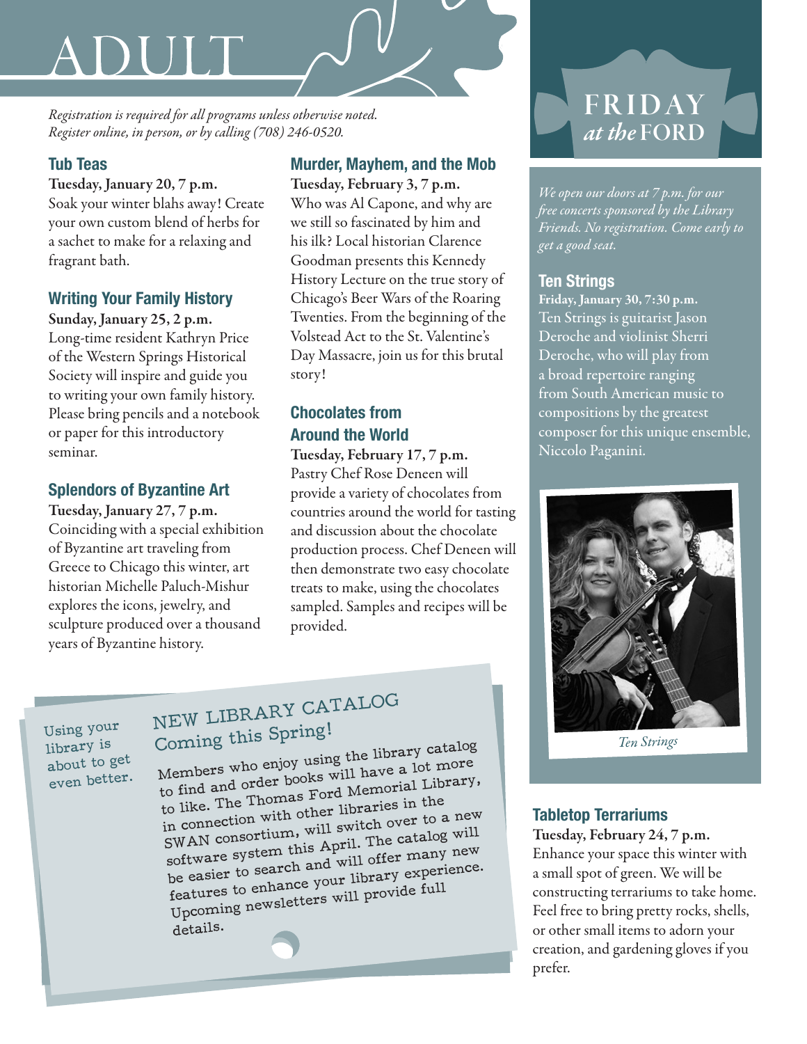# ADULT

*Registration is required for all programs unless otherwise noted. Register online, in person, or by calling (708) 246-0520.*

### Tub Teas

**Tuesday, January 20, 7 p.m.**
Soak your winter blahs away! Create your own custom blend of herbs for a sachet to make for a relaxing and fragrant bath.

### Writing Your Family History

**Sunday, January 25, 2 p.m.**
Long-time resident Kathryn Price of the Western Springs Historical Society will inspire and guide you to writing your own family history. Please bring pencils and a notebook or paper for this introductory seminar.

### Splendors of Byzantine Art

**Tuesday, January 27, 7 p.m.**
Coinciding with a special exhibition of Byzantine art traveling from Greece to Chicago this winter, art historian Michelle Paluch-Mishur explores the icons, jewelry, and sculpture produced over a thousand years of Byzantine history.

### Murder, Mayhem, and the Mob

**Tuesday, February 3, 7 p.m.**
Who was Al Capone, and why are we still so fascinated by him and his ilk? Local historian Clarence Goodman presents this Kennedy History Lecture on the true story of Chicago's Beer Wars of the Roaring Twenties. From the beginning of the Volstead Act to the St. Valentine's Day Massacre, join us for this brutal story!

### Chocolates from Around the World

**Tuesday, February 17, 7 p.m.**
Pastry Chef Rose Deneen will provide a variety of chocolates from countries around the world for tasting and discussion about the chocolate production process. Chef Deneen will then demonstrate two easy chocolate treats to make, using the chocolates sampled. Samples and recipes will be provided.

Using your library is about to get even better.

## NEW LIBRARY CATALOG Coming this Spring!

Members who enjoy using the library catalog to find and order books will have a lot more to like. The Thomas Ford Memorial Library, in connection with other libraries in the SWAN consortium, will switch over to a new software system this April. The catalog will be easier to search and will offer many new features to enhance your library experience. Upcoming newsletters will provide full details.

## FRIDAY *at the* FORD

*We open our doors at 7 p.m. for our free concerts sponsored by the Library Friends. No registration. Come early to get a good seat.*

### Ten Strings

**Friday, January 30, 7:30 p.m.**
Ten Strings is guitarist Jason Deroche and violinist Sherri Deroche, who will play from a broad repertoire ranging from South American music to compositions by the greatest composer for this unique ensemble, Niccolo Paganini.

*Ten Strings*

### Tabletop Terrariums

**Tuesday, February 24, 7 p.m.**
Enhance your space this winter with a small spot of green. We will be constructing terrariums to take home. Feel free to bring pretty rocks, shells, or other small items to adorn your creation, and gardening gloves if you prefer.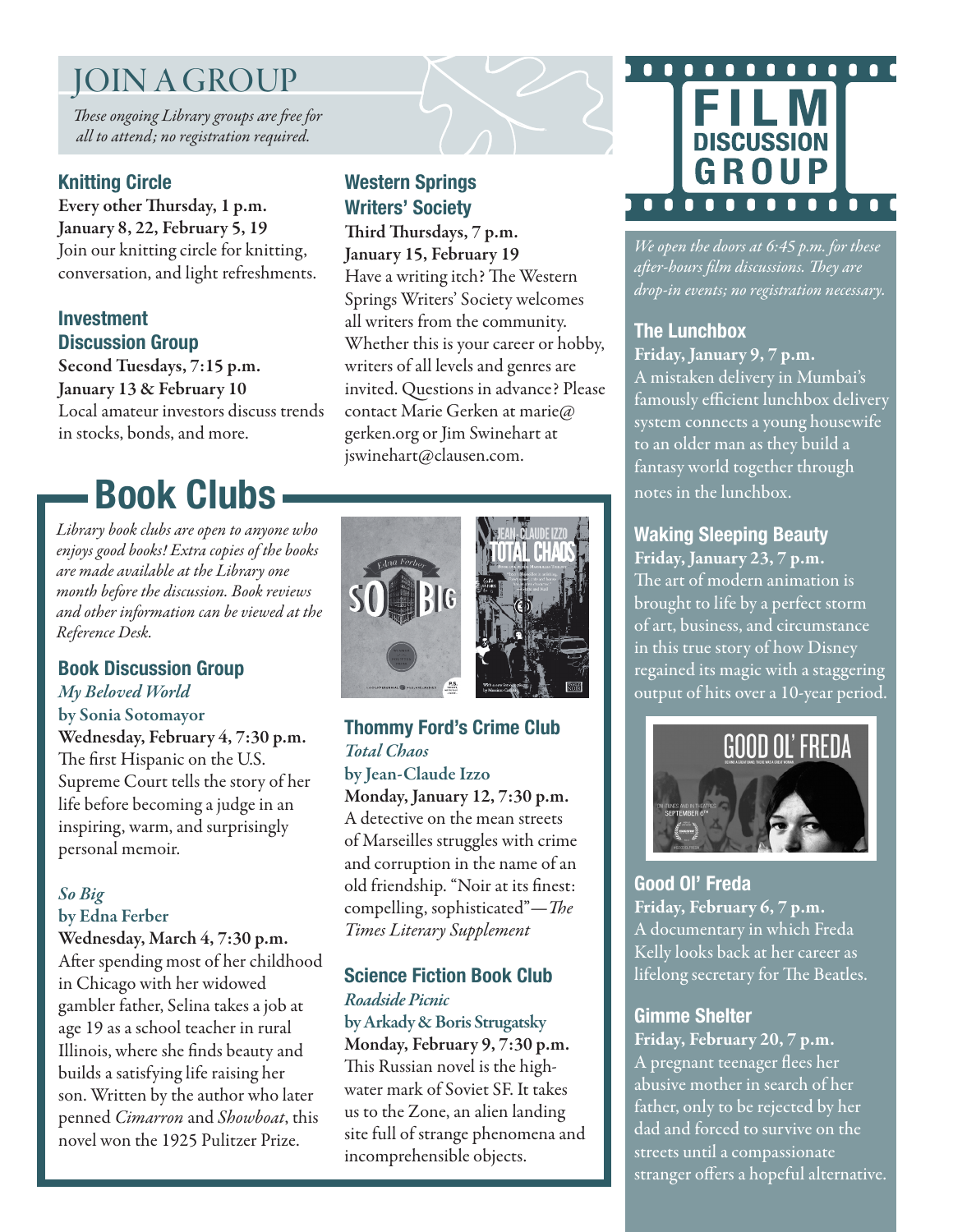# JOIN A GROUP

*These ongoing Library groups are free for all to attend; no registration required.*

### Knitting Circle

**Every other Thursday, 1 p.m.**
**January 8, 22, February 5, 19**
Join our knitting circle for knitting, conversation, and light refreshments.

### Investment Discussion Group

**Second Tuesdays, 7:15 p.m.**
**January 13 & February 10**
Local amateur investors discuss trends in stocks, bonds, and more.

### Western Springs Writers' Society

**Third Thursdays, 7 p.m.**
**January 15, February 19**
Have a writing itch? The Western Springs Writers' Society welcomes all writers from the community. Whether this is your career or hobby, writers of all levels and genres are invited. Questions in advance? Please contact Marie Gerken at marie@gerken.org or Jim Swinehart at jswinehart@clausen.com.

# Book Clubs

*Library book clubs are open to anyone who enjoys good books! Extra copies of the books are made available at the Library one month before the discussion. Book reviews and other information can be viewed at the Reference Desk.*

### Book Discussion Group

*My Beloved World*
**by Sonia Sotomayor**
**Wednesday, February 4, 7:30 p.m.**
The first Hispanic on the U.S. Supreme Court tells the story of her life before becoming a judge in an inspiring, warm, and surprisingly personal memoir.

*So Big*
**by Edna Ferber**
**Wednesday, March 4, 7:30 p.m.**
After spending most of her childhood in Chicago with her widowed gambler father, Selina takes a job at age 19 as a school teacher in rural Illinois, where she finds beauty and builds a satisfying life raising her son. Written by the author who later penned *Cimarron* and *Showboat*, this novel won the 1925 Pulitzer Prize.

### Thommy Ford's Crime Club

*Total Chaos*
**by Jean-Claude Izzo**
**Monday, January 12, 7:30 p.m.**
A detective on the mean streets of Marseilles struggles with crime and corruption in the name of an old friendship. "Noir at its finest: compelling, sophisticated"—*The Times Literary Supplement*

### Science Fiction Book Club

*Roadside Picnic*
**by Arkady & Boris Strugatsky**
**Monday, February 9, 7:30 p.m.**
This Russian novel is the high-water mark of Soviet SF. It takes us to the Zone, an alien landing site full of strange phenomena and incomprehensible objects.

# FILM DISCUSSION GROUP

*We open the doors at 6:45 p.m. for these after-hours film discussions. They are drop-in events; no registration necessary.*

### The Lunchbox

**Friday, January 9, 7 p.m.**
A mistaken delivery in Mumbai's famously efficient lunchbox delivery system connects a young housewife to an older man as they build a fantasy world together through notes in the lunchbox.

### Waking Sleeping Beauty

**Friday, January 23, 7 p.m.**
The art of modern animation is brought to life by a perfect storm of art, business, and circumstance in this true story of how Disney regained its magic with a staggering output of hits over a 10-year period.

### Good Ol' Freda

**Friday, February 6, 7 p.m.**
A documentary in which Freda Kelly looks back at her career as lifelong secretary for The Beatles.

### Gimme Shelter

**Friday, February 20, 7 p.m.**
A pregnant teenager flees her abusive mother in search of her father, only to be rejected by her dad and forced to survive on the streets until a compassionate stranger offers a hopeful alternative.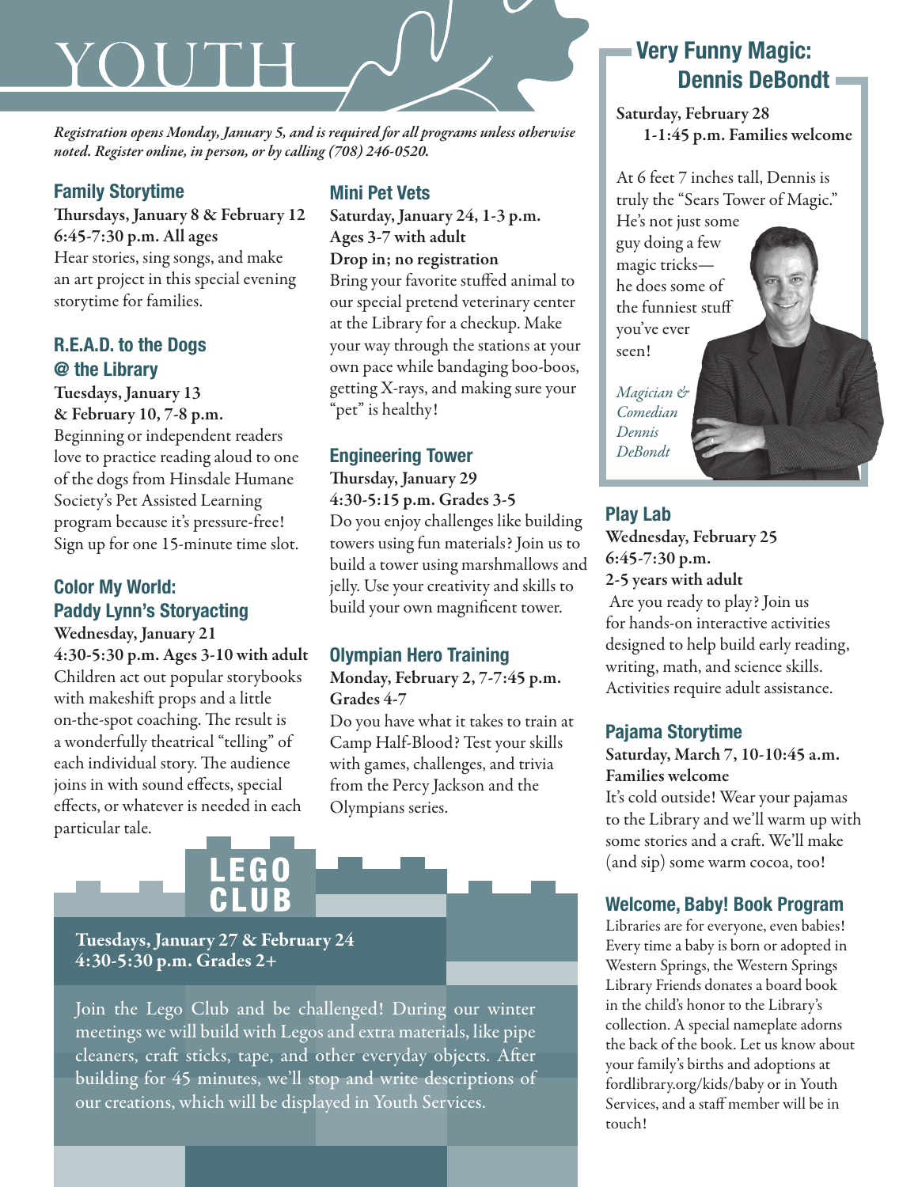# YOUTH

*Registration opens Monday, January 5, and is required for all programs unless otherwise noted. Register online, in person, or by calling (708) 246-0520.*

## Family Storytime

**Thursdays, January 8 & February 12**
**6:45-7:30 p.m. All ages**

Hear stories, sing songs, and make an art project in this special evening storytime for families.

## R.E.A.D. to the Dogs @ the Library

**Tuesdays, January 13**
**& February 10, 7-8 p.m.**

Beginning or independent readers love to practice reading aloud to one of the dogs from Hinsdale Humane Society's Pet Assisted Learning program because it's pressure-free! Sign up for one 15-minute time slot.

## Color My World: Paddy Lynn's Storyacting

**Wednesday, January 21**
**4:30-5:30 p.m. Ages 3-10 with adult**

Children act out popular storybooks with makeshift props and a little on-the-spot coaching. The result is a wonderfully theatrical "telling" of each individual story. The audience joins in with sound effects, special effects, or whatever is needed in each particular tale.

## Mini Pet Vets

**Saturday, January 24, 1-3 p.m.**
**Ages 3-7 with adult**
**Drop in; no registration**

Bring your favorite stuffed animal to our special pretend veterinary center at the Library for a checkup. Make your way through the stations at your own pace while bandaging boo-boos, getting X-rays, and making sure your "pet" is healthy!

## Engineering Tower

**Thursday, January 29**
**4:30-5:15 p.m. Grades 3-5**

Do you enjoy challenges like building towers using fun materials? Join us to build a tower using marshmallows and jelly. Use your creativity and skills to build your own magnificent tower.

## Olympian Hero Training

**Monday, February 2, 7-7:45 p.m.**
**Grades 4-7**

Do you have what it takes to train at Camp Half-Blood? Test your skills with games, challenges, and trivia from the Percy Jackson and the Olympians series.

## LEGO CLUB

**Tuesdays, January 27 & February 24**
**4:30-5:30 p.m. Grades 2+**

Join the Lego Club and be challenged! During our winter meetings we will build with Legos and extra materials, like pipe cleaners, craft sticks, tape, and other everyday objects. After building for 45 minutes, we'll stop and write descriptions of our creations, which will be displayed in Youth Services.

## Very Funny Magic: Dennis DeBondt

**Saturday, February 28**
**1-1:45 p.m. Families welcome**

At 6 feet 7 inches tall, Dennis is truly the "Sears Tower of Magic." He's not just some guy doing a few magic tricks—he does some of the funniest stuff you've ever seen!

*Magician & Comedian Dennis DeBondt*

## Play Lab

**Wednesday, February 25**
**6:45-7:30 p.m.**
**2-5 years with adult**

Are you ready to play? Join us for hands-on interactive activities designed to help build early reading, writing, math, and science skills. Activities require adult assistance.

## Pajama Storytime

**Saturday, March 7, 10-10:45 a.m.**
**Families welcome**

It's cold outside! Wear your pajamas to the Library and we'll warm up with some stories and a craft. We'll make (and sip) some warm cocoa, too!

## Welcome, Baby! Book Program

Libraries are for everyone, even babies! Every time a baby is born or adopted in Western Springs, the Western Springs Library Friends donates a board book in the child's honor to the Library's collection. A special nameplate adorns the back of the book. Let us know about your family's births and adoptions at fordlibrary.org/kids/baby or in Youth Services, and a staff member will be in touch!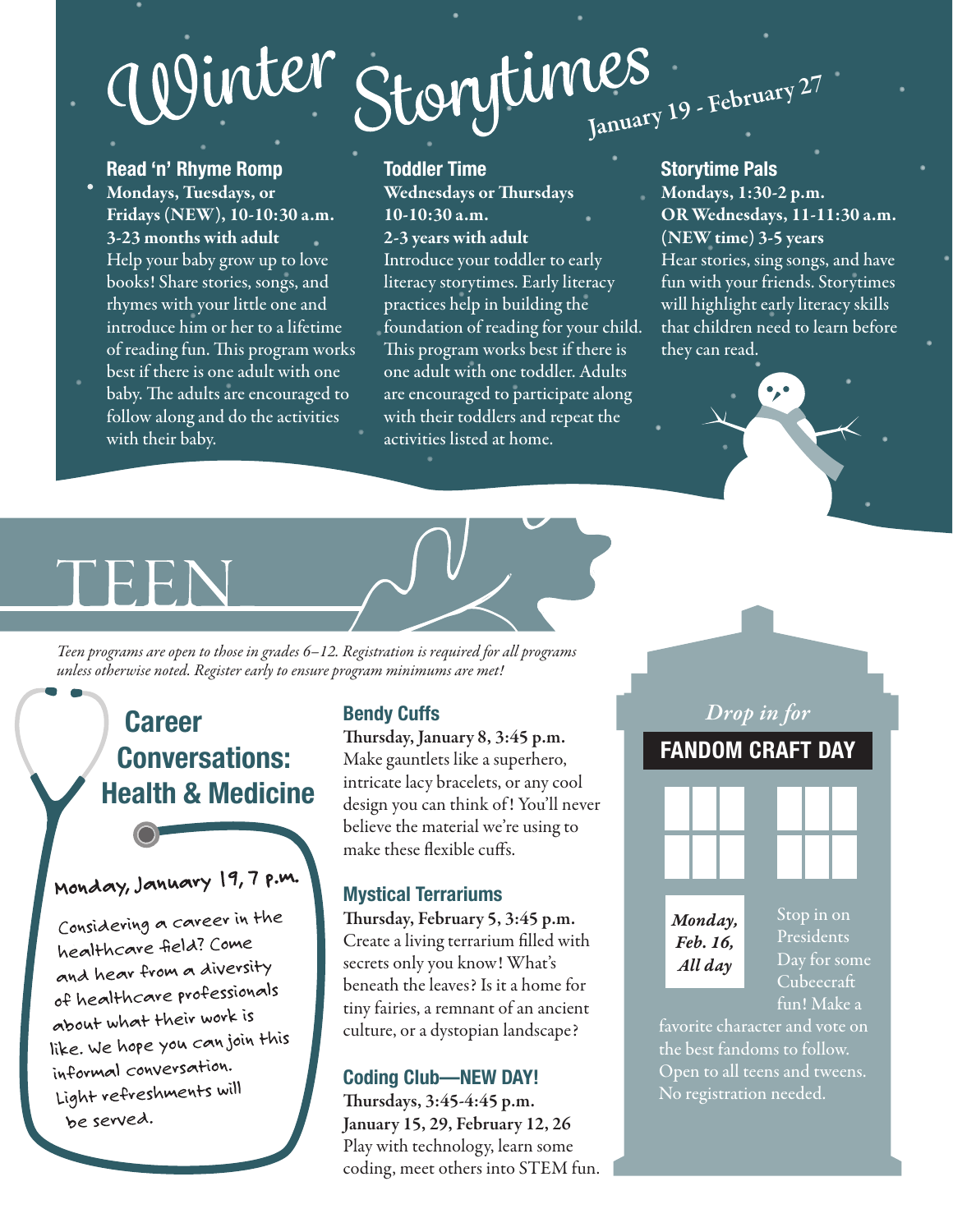# Winter Storytimes

January 19 - February 27

### Read 'n' Rhyme Romp

**Mondays, Tuesdays, or Fridays (NEW), 10-10:30 a.m.**
**3-23 months with adult**

Help your baby grow up to love books! Share stories, songs, and rhymes with your little one and introduce him or her to a lifetime of reading fun. This program works best if there is one adult with one baby. The adults are encouraged to follow along and do the activities with their baby.

### Toddler Time

**Wednesdays or Thursdays 10-10:30 a.m.**
**2-3 years with adult**

Introduce your toddler to early literacy storytimes. Early literacy practices help in building the foundation of reading for your child. This program works best if there is one adult with one toddler. Adults are encouraged to participate along with their toddlers and repeat the activities listed at home.

### Storytime Pals

**Mondays, 1:30-2 p.m. OR Wednesdays, 11-11:30 a.m. (NEW time) 3-5 years**

Hear stories, sing songs, and have fun with your friends. Storytimes will highlight early literacy skills that children need to learn before they can read.

# TEEN

*Teen programs are open to those in grades 6–12. Registration is required for all programs unless otherwise noted. Register early to ensure program minimums are met!*

## Career Conversations: Health & Medicine

**Monday, January 19, 7 p.m.**

Considering a career in the healthcare field? Come and hear from a diversity of healthcare professionals about what their work is like. We hope you can join this informal conversation. Light refreshments will be served.

### Bendy Cuffs

**Thursday, January 8, 3:45 p.m.**

Make gauntlets like a superhero, intricate lacy bracelets, or any cool design you can think of! You'll never believe the material we're using to make these flexible cuffs.

### Mystical Terrariums

**Thursday, February 5, 3:45 p.m.**

Create a living terrarium filled with secrets only you know! What's beneath the leaves? Is it a home for tiny fairies, a remnant of an ancient culture, or a dystopian landscape?

### Coding Club—NEW DAY!

**Thursdays, 3:45-4:45 p.m.**
**January 15, 29, February 12, 26**

Play with technology, learn some coding, meet others into STEM fun.

*Drop in for*

## FANDOM CRAFT DAY

***Monday, Feb. 16, All day***

Stop in on Presidents Day for some Cubeecraft fun! Make a favorite character and vote on the best fandoms to follow. Open to all teens and tweens. No registration needed.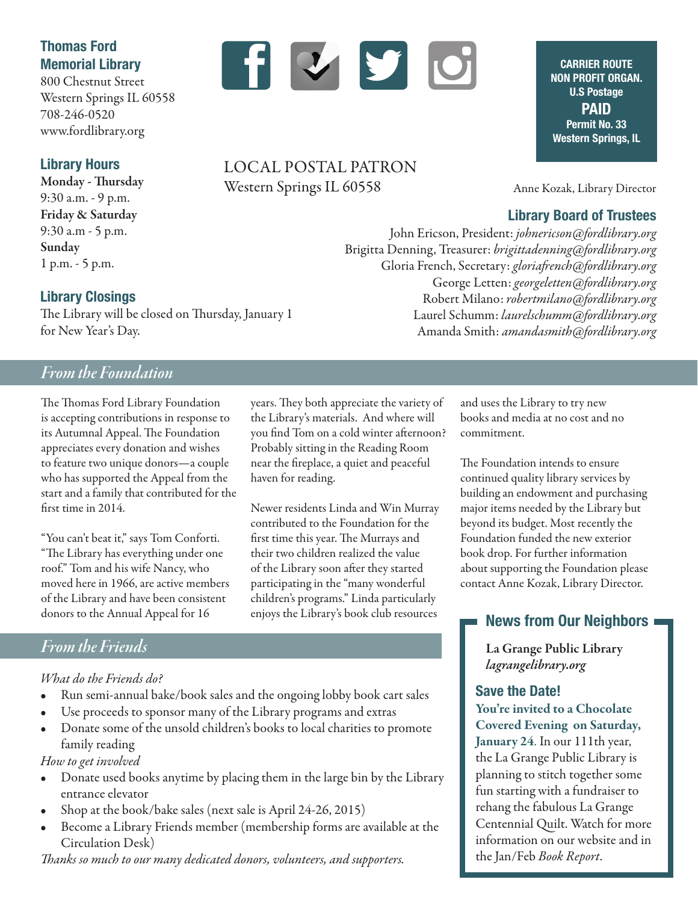## Thomas Ford Memorial Library

800 Chestnut Street
Western Springs IL 60558
708-246-0520
www.fordlibrary.org

### Library Hours

**Monday - Thursday**
9:30 a.m. - 9 p.m.
**Friday & Saturday**
9:30 a.m - 5 p.m.
**Sunday**
1 p.m. - 5 p.m.

### Library Closings

The Library will be closed on Thursday, January 1 for New Year's Day.

LOCAL POSTAL PATRON
Western Springs IL 60558

**CARRIER ROUTE**
**NON PROFIT ORGAN.**
**U.S Postage**
**PAID**
**Permit No. 33**
**Western Springs, IL**

Anne Kozak, Library Director

### Library Board of Trustees

John Ericson, President: *johnericson@fordlibrary.org*
Brigitta Denning, Treasurer: *brigittadenning@fordlibrary.org*
Gloria French, Secretary: *gloriafrench@fordlibrary.org*
George Letten: *georgeletten@fordlibrary.org*
Robert Milano: *robertmilano@fordlibrary.org*
Laurel Schumm: *laurelschumm@fordlibrary.org*
Amanda Smith: *amandasmith@fordlibrary.org*

## *From the Foundation*

The Thomas Ford Library Foundation is accepting contributions in response to its Autumnal Appeal. The Foundation appreciates every donation and wishes to feature two unique donors—a couple who has supported the Appeal from the start and a family that contributed for the first time in 2014.

"You can't beat it," says Tom Conforti. "The Library has everything under one roof." Tom and his wife Nancy, who moved here in 1966, are active members of the Library and have been consistent donors to the Annual Appeal for 16 years. They both appreciate the variety of the Library's materials. And where will you find Tom on a cold winter afternoon? Probably sitting in the Reading Room near the fireplace, a quiet and peaceful haven for reading.

Newer residents Linda and Win Murray contributed to the Foundation for the first time this year. The Murrays and their two children realized the value of the Library soon after they started participating in the "many wonderful children's programs." Linda particularly enjoys the Library's book club resources and uses the Library to try new books and media at no cost and no commitment.

The Foundation intends to ensure continued quality library services by building an endowment and purchasing major items needed by the Library but beyond its budget. Most recently the Foundation funded the new exterior book drop. For further information about supporting the Foundation please contact Anne Kozak, Library Director.

## *From the Friends*

*What do the Friends do?*

- Run semi-annual bake/book sales and the ongoing lobby book cart sales
- Use proceeds to sponsor many of the Library programs and extras
- Donate some of the unsold children's books to local charities to promote family reading

*How to get involved*

- Donate used books anytime by placing them in the large bin by the Library entrance elevator
- Shop at the book/bake sales (next sale is April 24-26, 2015)
- Become a Library Friends member (membership forms are available at the Circulation Desk)

*Thanks so much to our many dedicated donors, volunteers, and supporters.*

## News from Our Neighbors

**La Grange Public Library**
***lagrangelibrary.org***

### Save the Date!

**You're invited to a Chocolate Covered Evening on Saturday, January 24**. In our 111th year, the La Grange Public Library is planning to stitch together some fun starting with a fundraiser to rehang the fabulous La Grange Centennial Quilt. Watch for more information on our website and in the Jan/Feb *Book Report*.